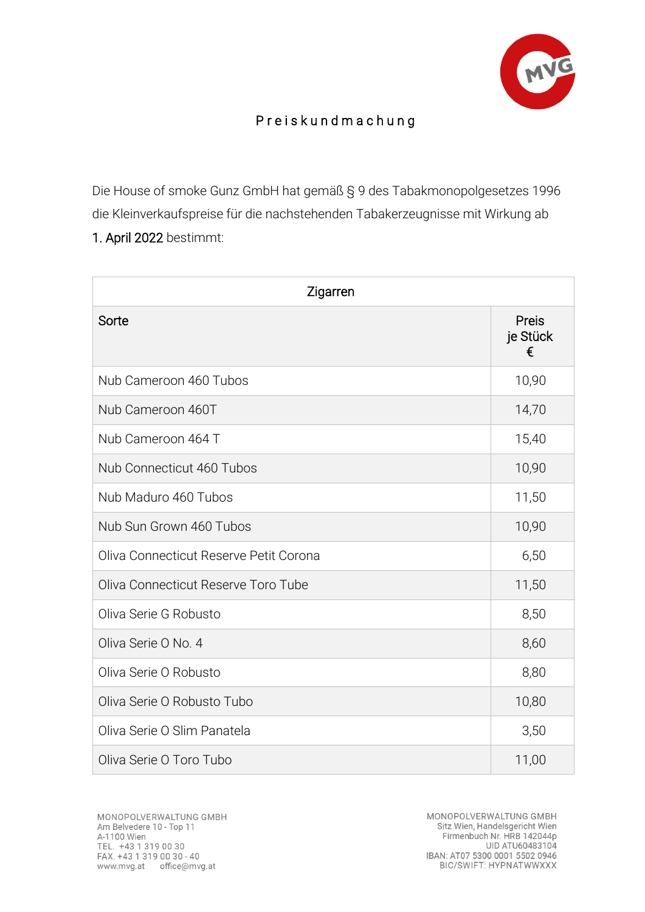# Preiskundmachung

Die House of smoke Gunz GmbH hat gemäß § 9 des Tabakmonopolgesetzes 1996 die Kleinverkaufspreise für die nachstehenden Tabakerzeugnisse mit Wirkung ab 1. April 2022 bestimmt:

| Zigarren | |
|---|---|
| Sorte | Preis je Stück € |
| Nub Cameroon 460 Tubos | 10,90 |
| Nub Cameroon 460T | 14,70 |
| Nub Cameroon 464 T | 15,40 |
| Nub Connecticut 460 Tubos | 10,90 |
| Nub Maduro 460 Tubos | 11,50 |
| Nub Sun Grown 460 Tubos | 10,90 |
| Oliva Connecticut Reserve Petit Corona | 6,50 |
| Oliva Connecticut Reserve Toro Tube | 11,50 |
| Oliva Serie G Robusto | 8,50 |
| Oliva Serie O No. 4 | 8,60 |
| Oliva Serie O Robusto | 8,80 |
| Oliva Serie O Robusto Tubo | 10,80 |
| Oliva Serie O Slim Panatela | 3,50 |
| Oliva Serie O Toro Tubo | 11,00 |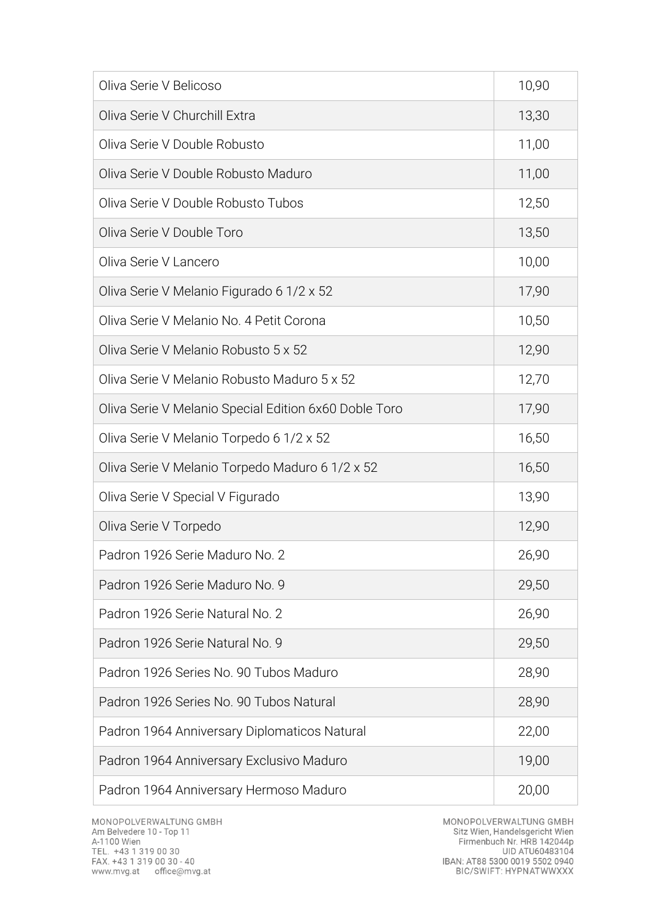| | |
|---|---|
| Oliva Serie V Belicoso | 10,90 |
| Oliva Serie V Churchill Extra | 13,30 |
| Oliva Serie V Double Robusto | 11,00 |
| Oliva Serie V Double Robusto Maduro | 11,00 |
| Oliva Serie V Double Robusto Tubos | 12,50 |
| Oliva Serie V Double Toro | 13,50 |
| Oliva Serie V Lancero | 10,00 |
| Oliva Serie V Melanio Figurado 6 1/2 x 52 | 17,90 |
| Oliva Serie V Melanio No. 4 Petit Corona | 10,50 |
| Oliva Serie V Melanio Robusto 5 x 52 | 12,90 |
| Oliva Serie V Melanio Robusto Maduro 5 x 52 | 12,70 |
| Oliva Serie V Melanio Special Edition 6x60 Doble Toro | 17,90 |
| Oliva Serie V Melanio Torpedo 6 1/2 x 52 | 16,50 |
| Oliva Serie V Melanio Torpedo Maduro 6 1/2 x 52 | 16,50 |
| Oliva Serie V Special V Figurado | 13,90 |
| Oliva Serie V Torpedo | 12,90 |
| Padron 1926 Serie Maduro No. 2 | 26,90 |
| Padron 1926 Serie Maduro No. 9 | 29,50 |
| Padron 1926 Serie Natural No. 2 | 26,90 |
| Padron 1926 Serie Natural No. 9 | 29,50 |
| Padron 1926 Series No. 90 Tubos Maduro | 28,90 |
| Padron 1926 Series No. 90 Tubos Natural | 28,90 |
| Padron 1964 Anniversary Diplomaticos Natural | 22,00 |
| Padron 1964 Anniversary Exclusivo Maduro | 19,00 |
| Padron 1964 Anniversary Hermoso Maduro | 20,00 |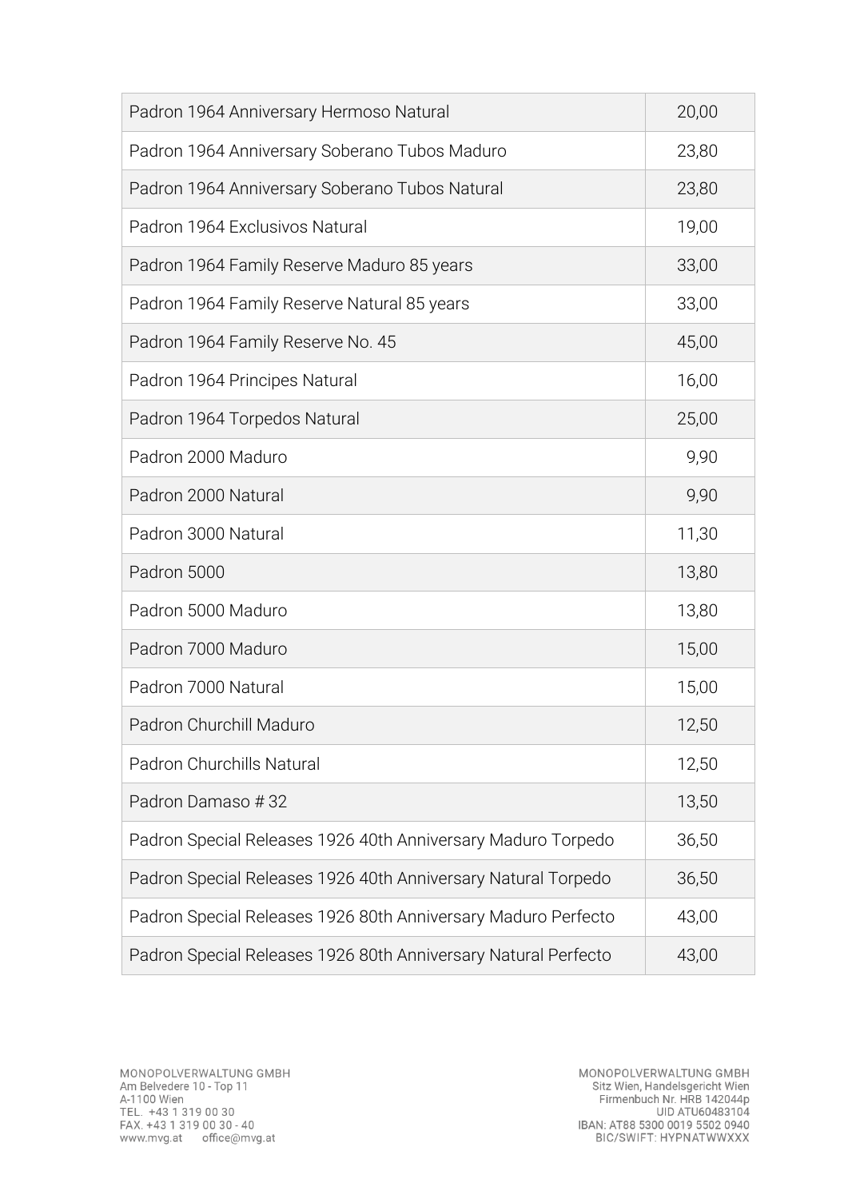| Padron 1964 Anniversary Hermoso Natural | 20,00 |
|---|---|
| Padron 1964 Anniversary Soberano Tubos Maduro | 23,80 |
| Padron 1964 Anniversary Soberano Tubos Natural | 23,80 |
| Padron 1964 Exclusivos Natural | 19,00 |
| Padron 1964 Family Reserve Maduro 85 years | 33,00 |
| Padron 1964 Family Reserve Natural 85 years | 33,00 |
| Padron 1964 Family Reserve No. 45 | 45,00 |
| Padron 1964 Principes Natural | 16,00 |
| Padron 1964 Torpedos Natural | 25,00 |
| Padron 2000 Maduro | 9,90 |
| Padron 2000 Natural | 9,90 |
| Padron 3000 Natural | 11,30 |
| Padron 5000 | 13,80 |
| Padron 5000 Maduro | 13,80 |
| Padron 7000 Maduro | 15,00 |
| Padron 7000 Natural | 15,00 |
| Padron Churchill Maduro | 12,50 |
| Padron Churchills Natural | 12,50 |
| Padron Damaso # 32 | 13,50 |
| Padron Special Releases 1926 40th Anniversary Maduro Torpedo | 36,50 |
| Padron Special Releases 1926 40th Anniversary Natural Torpedo | 36,50 |
| Padron Special Releases 1926 80th Anniversary Maduro Perfecto | 43,00 |
| Padron Special Releases 1926 80th Anniversary Natural Perfecto | 43,00 |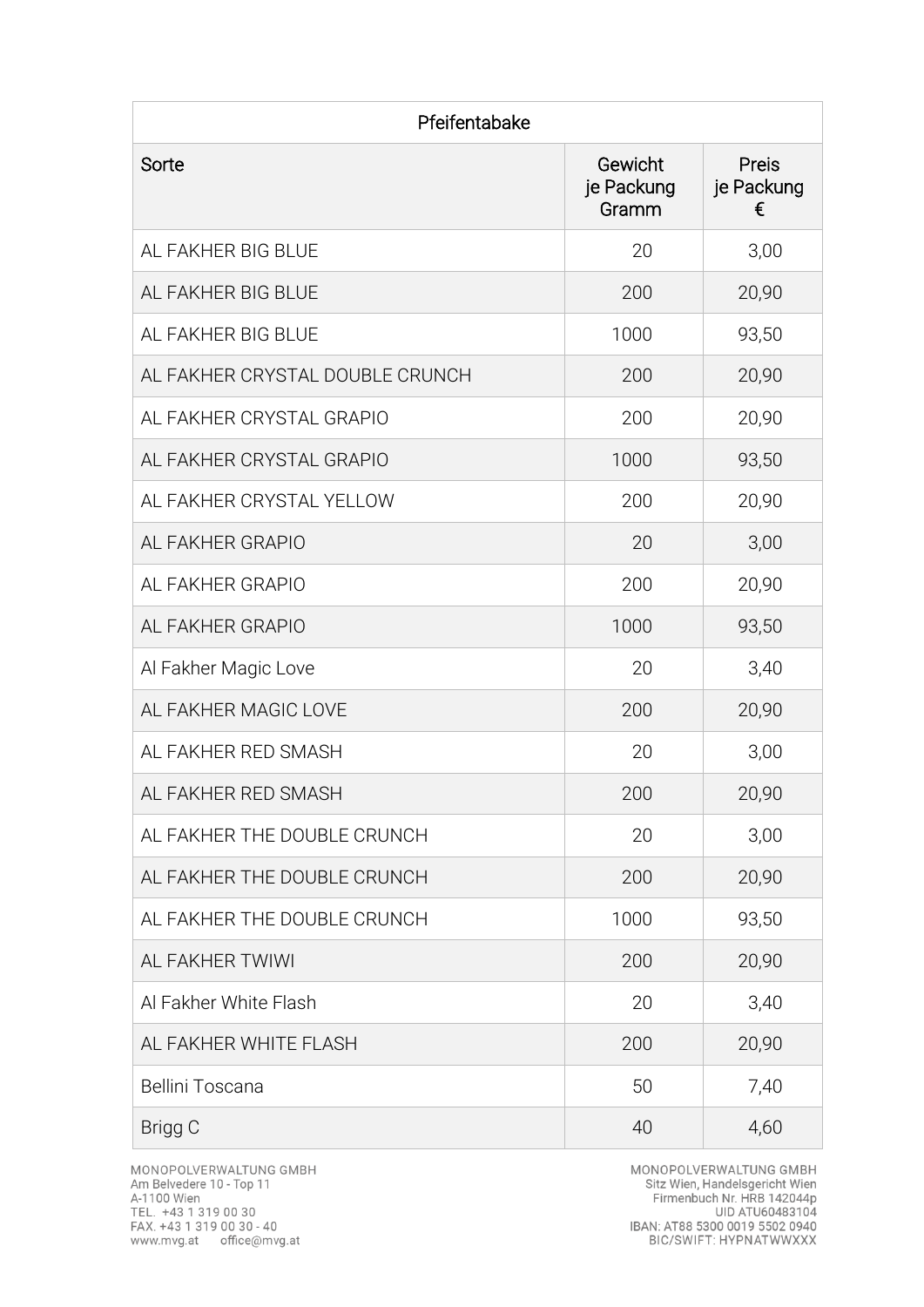| Pfeifentabake | | |
|---|---|---|
| Sorte | Gewicht je Packung Gramm | Preis je Packung € |
| AL FAKHER BIG BLUE | 20 | 3,00 |
| AL FAKHER BIG BLUE | 200 | 20,90 |
| AL FAKHER BIG BLUE | 1000 | 93,50 |
| AL FAKHER CRYSTAL DOUBLE CRUNCH | 200 | 20,90 |
| AL FAKHER CRYSTAL GRAPIO | 200 | 20,90 |
| AL FAKHER CRYSTAL GRAPIO | 1000 | 93,50 |
| AL FAKHER CRYSTAL YELLOW | 200 | 20,90 |
| AL FAKHER GRAPIO | 20 | 3,00 |
| AL FAKHER GRAPIO | 200 | 20,90 |
| AL FAKHER GRAPIO | 1000 | 93,50 |
| Al Fakher Magic Love | 20 | 3,40 |
| AL FAKHER MAGIC LOVE | 200 | 20,90 |
| AL FAKHER RED SMASH | 20 | 3,00 |
| AL FAKHER RED SMASH | 200 | 20,90 |
| AL FAKHER THE DOUBLE CRUNCH | 20 | 3,00 |
| AL FAKHER THE DOUBLE CRUNCH | 200 | 20,90 |
| AL FAKHER THE DOUBLE CRUNCH | 1000 | 93,50 |
| AL FAKHER TWIWI | 200 | 20,90 |
| Al Fakher White Flash | 20 | 3,40 |
| AL FAKHER WHITE FLASH | 200 | 20,90 |
| Bellini Toscana | 50 | 7,40 |
| Brigg C | 40 | 4,60 |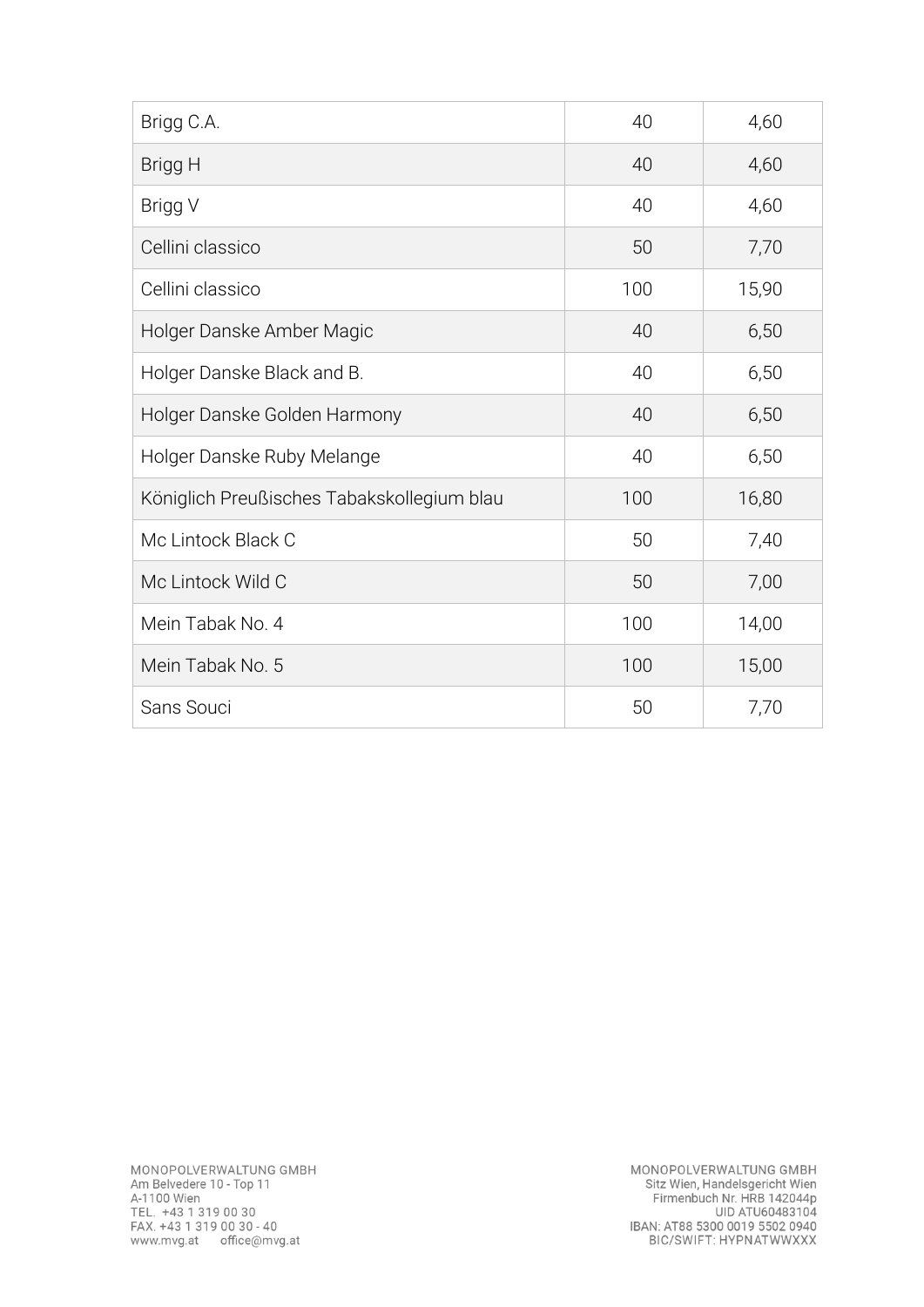| | | |
|---|---|---|
| Brigg C.A. | 40 | 4,60 |
| Brigg H | 40 | 4,60 |
| Brigg V | 40 | 4,60 |
| Cellini classico | 50 | 7,70 |
| Cellini classico | 100 | 15,90 |
| Holger Danske Amber Magic | 40 | 6,50 |
| Holger Danske Black and B. | 40 | 6,50 |
| Holger Danske Golden Harmony | 40 | 6,50 |
| Holger Danske Ruby Melange | 40 | 6,50 |
| Königlich Preußisches Tabakskollegium blau | 100 | 16,80 |
| Mc Lintock Black C | 50 | 7,40 |
| Mc Lintock Wild C | 50 | 7,00 |
| Mein Tabak No. 4 | 100 | 14,00 |
| Mein Tabak No. 5 | 100 | 15,00 |
| Sans Souci | 50 | 7,70 |